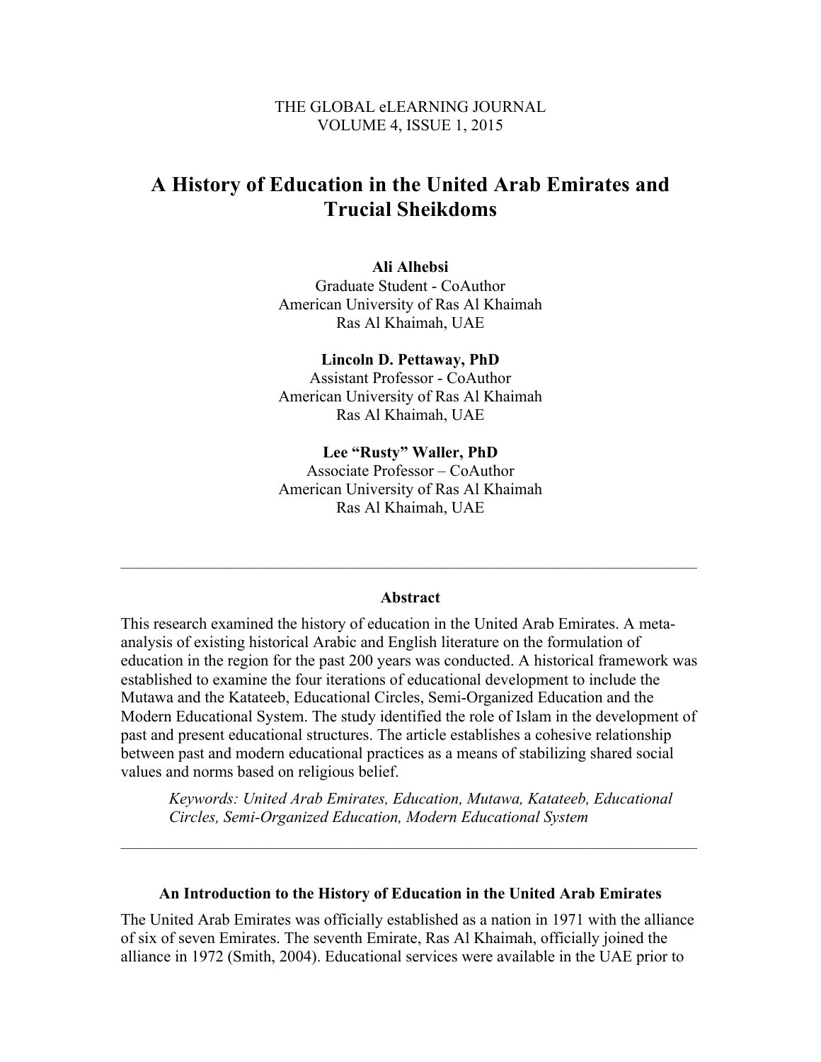# A History of Education in the United Arab Emirates and Trucial Sheikdoms

**Ali Alhebsi**
Graduate Student - CoAuthor
American University of Ras Al Khaimah
Ras Al Khaimah, UAE

**Lincoln D. Pettaway, PhD**
Assistant Professor - CoAuthor
American University of Ras Al Khaimah
Ras Al Khaimah, UAE

**Lee "Rusty" Waller, PhD**
Associate Professor – CoAuthor
American University of Ras Al Khaimah
Ras Al Khaimah, UAE

---

### Abstract

This research examined the history of education in the United Arab Emirates. A meta-analysis of existing historical Arabic and English literature on the formulation of education in the region for the past 200 years was conducted. A historical framework was established to examine the four iterations of educational development to include the Mutawa and the Katateeb, Educational Circles, Semi-Organized Education and the Modern Educational System. The study identified the role of Islam in the development of past and present educational structures. The article establishes a cohesive relationship between past and modern educational practices as a means of stabilizing shared social values and norms based on religious belief.

*Keywords: United Arab Emirates, Education, Mutawa, Katateeb, Educational Circles, Semi-Organized Education, Modern Educational System*

---

## An Introduction to the History of Education in the United Arab Emirates

The United Arab Emirates was officially established as a nation in 1971 with the alliance of six of seven Emirates. The seventh Emirate, Ras Al Khaimah, officially joined the alliance in 1972 (Smith, 2004). Educational services were available in the UAE prior to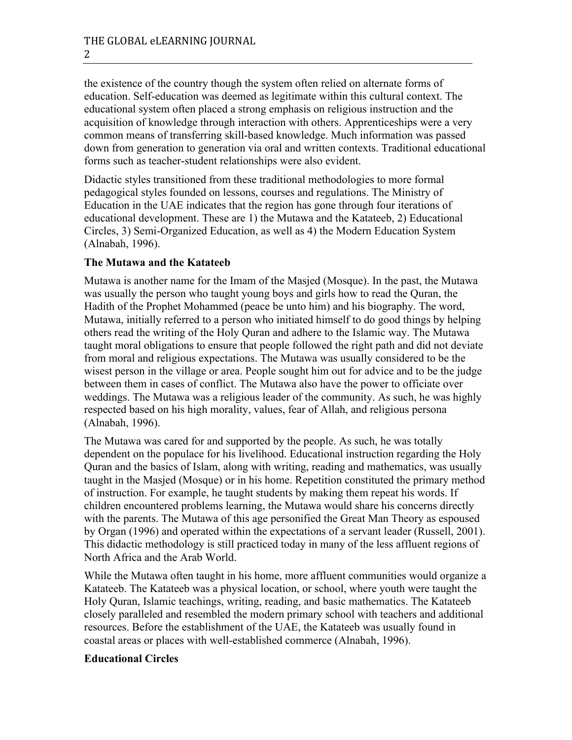the existence of the country though the system often relied on alternate forms of education. Self-education was deemed as legitimate within this cultural context. The educational system often placed a strong emphasis on religious instruction and the acquisition of knowledge through interaction with others. Apprenticeships were a very common means of transferring skill-based knowledge. Much information was passed down from generation to generation via oral and written contexts. Traditional educational forms such as teacher-student relationships were also evident.

Didactic styles transitioned from these traditional methodologies to more formal pedagogical styles founded on lessons, courses and regulations. The Ministry of Education in the UAE indicates that the region has gone through four iterations of educational development. These are 1) the Mutawa and the Katateeb, 2) Educational Circles, 3) Semi-Organized Education, as well as 4) the Modern Education System (Alnabah, 1996).

### The Mutawa and the Katateeb

Mutawa is another name for the Imam of the Masjed (Mosque). In the past, the Mutawa was usually the person who taught young boys and girls how to read the Quran, the Hadith of the Prophet Mohammed (peace be unto him) and his biography. The word, Mutawa, initially referred to a person who initiated himself to do good things by helping others read the writing of the Holy Quran and adhere to the Islamic way. The Mutawa taught moral obligations to ensure that people followed the right path and did not deviate from moral and religious expectations. The Mutawa was usually considered to be the wisest person in the village or area. People sought him out for advice and to be the judge between them in cases of conflict. The Mutawa also have the power to officiate over weddings. The Mutawa was a religious leader of the community. As such, he was highly respected based on his high morality, values, fear of Allah, and religious persona (Alnabah, 1996).

The Mutawa was cared for and supported by the people. As such, he was totally dependent on the populace for his livelihood. Educational instruction regarding the Holy Quran and the basics of Islam, along with writing, reading and mathematics, was usually taught in the Masjed (Mosque) or in his home. Repetition constituted the primary method of instruction. For example, he taught students by making them repeat his words. If children encountered problems learning, the Mutawa would share his concerns directly with the parents. The Mutawa of this age personified the Great Man Theory as espoused by Organ (1996) and operated within the expectations of a servant leader (Russell, 2001). This didactic methodology is still practiced today in many of the less affluent regions of North Africa and the Arab World.

While the Mutawa often taught in his home, more affluent communities would organize a Katateeb. The Katateeb was a physical location, or school, where youth were taught the Holy Quran, Islamic teachings, writing, reading, and basic mathematics. The Katateeb closely paralleled and resembled the modern primary school with teachers and additional resources. Before the establishment of the UAE, the Katateeb was usually found in coastal areas or places with well-established commerce (Alnabah, 1996).

### Educational Circles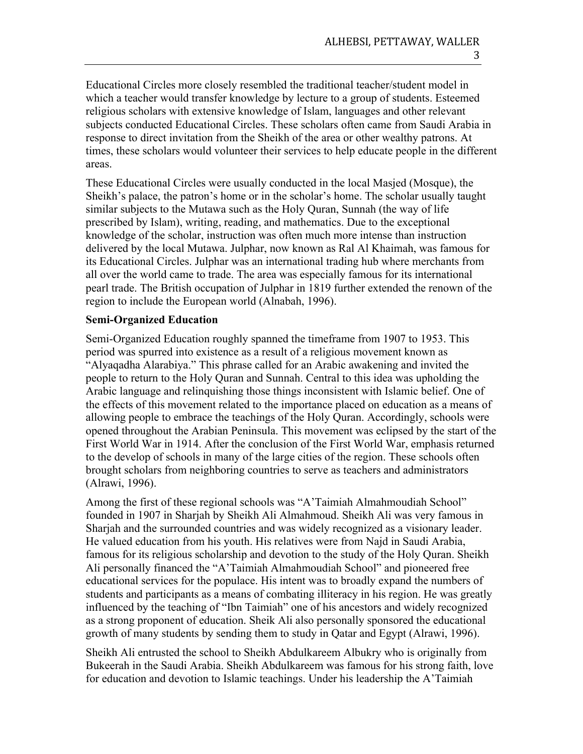Educational Circles more closely resembled the traditional teacher/student model in which a teacher would transfer knowledge by lecture to a group of students. Esteemed religious scholars with extensive knowledge of Islam, languages and other relevant subjects conducted Educational Circles. These scholars often came from Saudi Arabia in response to direct invitation from the Sheikh of the area or other wealthy patrons. At times, these scholars would volunteer their services to help educate people in the different areas.

These Educational Circles were usually conducted in the local Masjed (Mosque), the Sheikh's palace, the patron's home or in the scholar's home. The scholar usually taught similar subjects to the Mutawa such as the Holy Quran, Sunnah (the way of life prescribed by Islam), writing, reading, and mathematics. Due to the exceptional knowledge of the scholar, instruction was often much more intense than instruction delivered by the local Mutawa. Julphar, now known as Ral Al Khaimah, was famous for its Educational Circles. Julphar was an international trading hub where merchants from all over the world came to trade. The area was especially famous for its international pearl trade. The British occupation of Julphar in 1819 further extended the renown of the region to include the European world (Alnabah, 1996).

**Semi-Organized Education**

Semi-Organized Education roughly spanned the timeframe from 1907 to 1953. This period was spurred into existence as a result of a religious movement known as "Alyaqadha Alarabiya." This phrase called for an Arabic awakening and invited the people to return to the Holy Quran and Sunnah. Central to this idea was upholding the Arabic language and relinquishing those things inconsistent with Islamic belief. One of the effects of this movement related to the importance placed on education as a means of allowing people to embrace the teachings of the Holy Quran. Accordingly, schools were opened throughout the Arabian Peninsula. This movement was eclipsed by the start of the First World War in 1914. After the conclusion of the First World War, emphasis returned to the develop of schools in many of the large cities of the region. These schools often brought scholars from neighboring countries to serve as teachers and administrators (Alrawi, 1996).

Among the first of these regional schools was "A'Taimiah Almahmoudiah School" founded in 1907 in Sharjah by Sheikh Ali Almahmoud. Sheikh Ali was very famous in Sharjah and the surrounded countries and was widely recognized as a visionary leader. He valued education from his youth. His relatives were from Najd in Saudi Arabia, famous for its religious scholarship and devotion to the study of the Holy Quran. Sheikh Ali personally financed the "A'Taimiah Almahmoudiah School" and pioneered free educational services for the populace. His intent was to broadly expand the numbers of students and participants as a means of combating illiteracy in his region. He was greatly influenced by the teaching of "Ibn Taimiah" one of his ancestors and widely recognized as a strong proponent of education. Sheik Ali also personally sponsored the educational growth of many students by sending them to study in Qatar and Egypt (Alrawi, 1996).

Sheikh Ali entrusted the school to Sheikh Abdulkareem Albukry who is originally from Bukeerah in the Saudi Arabia. Sheikh Abdulkareem was famous for his strong faith, love for education and devotion to Islamic teachings. Under his leadership the A'Taimiah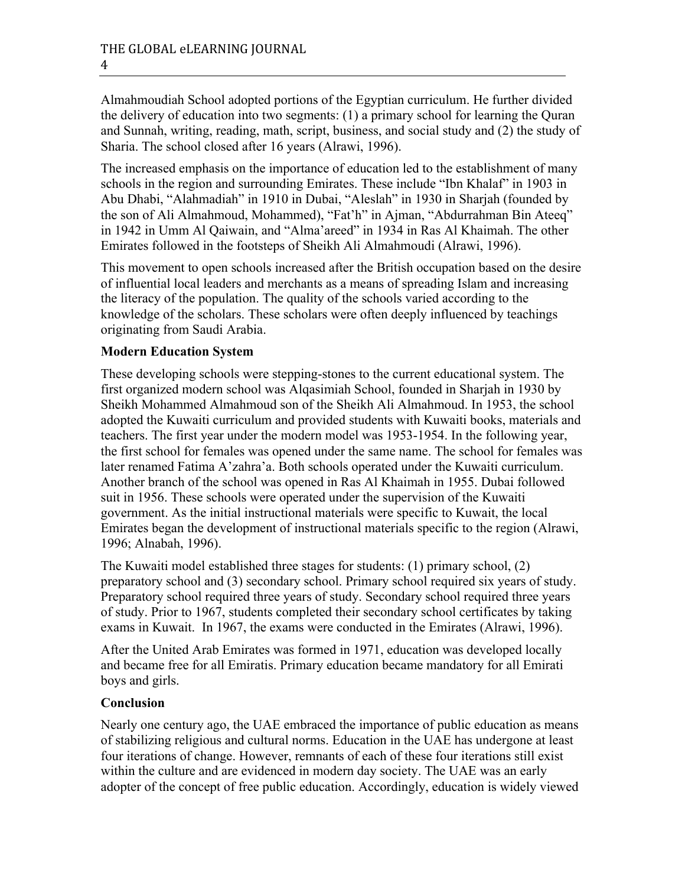Almahmoudiah School adopted portions of the Egyptian curriculum. He further divided the delivery of education into two segments: (1) a primary school for learning the Quran and Sunnah, writing, reading, math, script, business, and social study and (2) the study of Sharia. The school closed after 16 years (Alrawi, 1996).

The increased emphasis on the importance of education led to the establishment of many schools in the region and surrounding Emirates. These include "Ibn Khalaf" in 1903 in Abu Dhabi, "Alahmadiah" in 1910 in Dubai, "Aleslah" in 1930 in Sharjah (founded by the son of Ali Almahmoud, Mohammed), "Fat'h" in Ajman, "Abdurrahman Bin Ateeq" in 1942 in Umm Al Qaiwain, and "Alma'areed" in 1934 in Ras Al Khaimah. The other Emirates followed in the footsteps of Sheikh Ali Almahmoudi (Alrawi, 1996).

This movement to open schools increased after the British occupation based on the desire of influential local leaders and merchants as a means of spreading Islam and increasing the literacy of the population. The quality of the schools varied according to the knowledge of the scholars. These scholars were often deeply influenced by teachings originating from Saudi Arabia.

**Modern Education System**

These developing schools were stepping-stones to the current educational system. The first organized modern school was Alqasimiah School, founded in Sharjah in 1930 by Sheikh Mohammed Almahmoud son of the Sheikh Ali Almahmoud. In 1953, the school adopted the Kuwaiti curriculum and provided students with Kuwaiti books, materials and teachers. The first year under the modern model was 1953-1954. In the following year, the first school for females was opened under the same name. The school for females was later renamed Fatima A'zahra'a. Both schools operated under the Kuwaiti curriculum. Another branch of the school was opened in Ras Al Khaimah in 1955. Dubai followed suit in 1956. These schools were operated under the supervision of the Kuwaiti government. As the initial instructional materials were specific to Kuwait, the local Emirates began the development of instructional materials specific to the region (Alrawi, 1996; Alnabah, 1996).

The Kuwaiti model established three stages for students: (1) primary school, (2) preparatory school and (3) secondary school. Primary school required six years of study. Preparatory school required three years of study. Secondary school required three years of study. Prior to 1967, students completed their secondary school certificates by taking exams in Kuwait. In 1967, the exams were conducted in the Emirates (Alrawi, 1996).

After the United Arab Emirates was formed in 1971, education was developed locally and became free for all Emiratis. Primary education became mandatory for all Emirati boys and girls.

**Conclusion**

Nearly one century ago, the UAE embraced the importance of public education as means of stabilizing religious and cultural norms. Education in the UAE has undergone at least four iterations of change. However, remnants of each of these four iterations still exist within the culture and are evidenced in modern day society. The UAE was an early adopter of the concept of free public education. Accordingly, education is widely viewed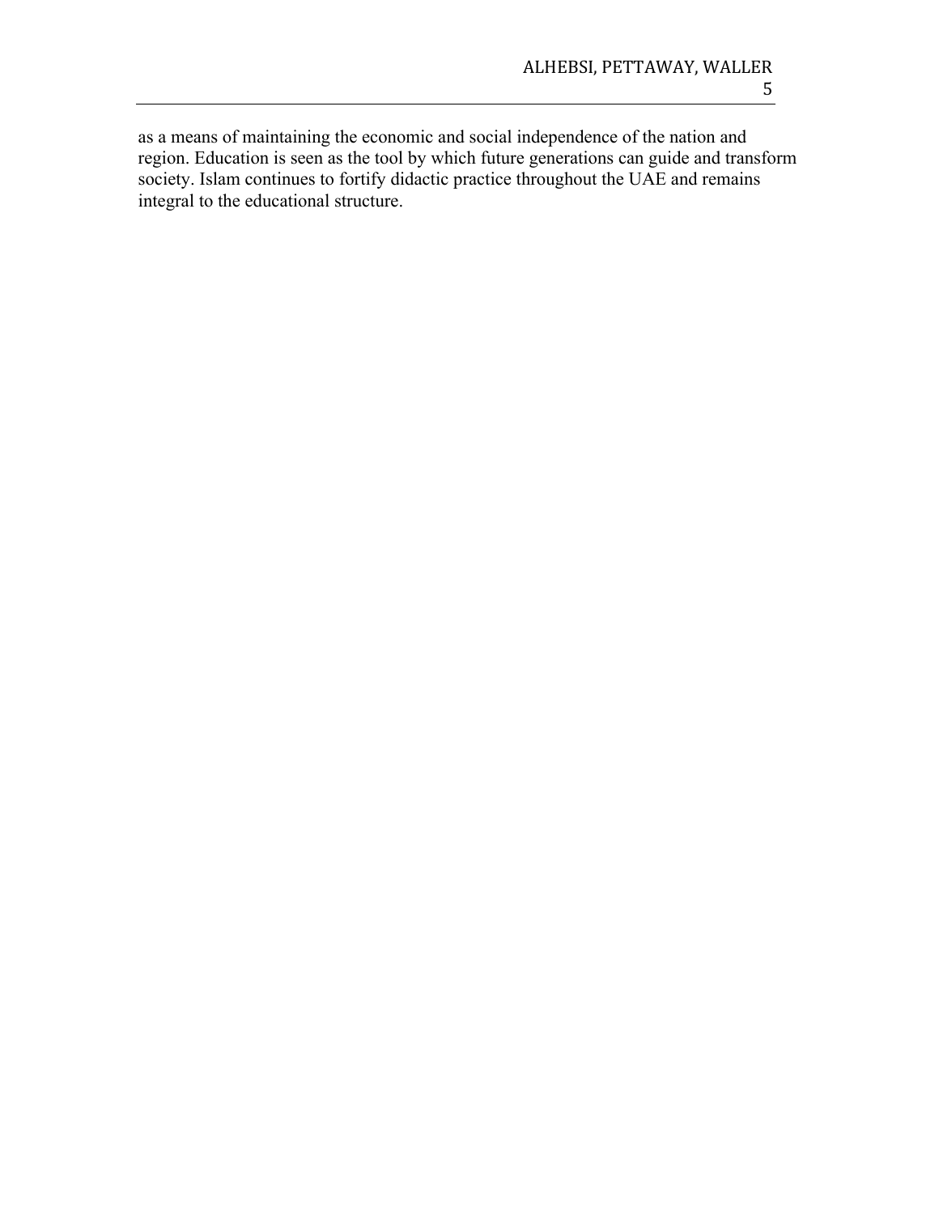as a means of maintaining the economic and social independence of the nation and region. Education is seen as the tool by which future generations can guide and transform society. Islam continues to fortify didactic practice throughout the UAE and remains integral to the educational structure.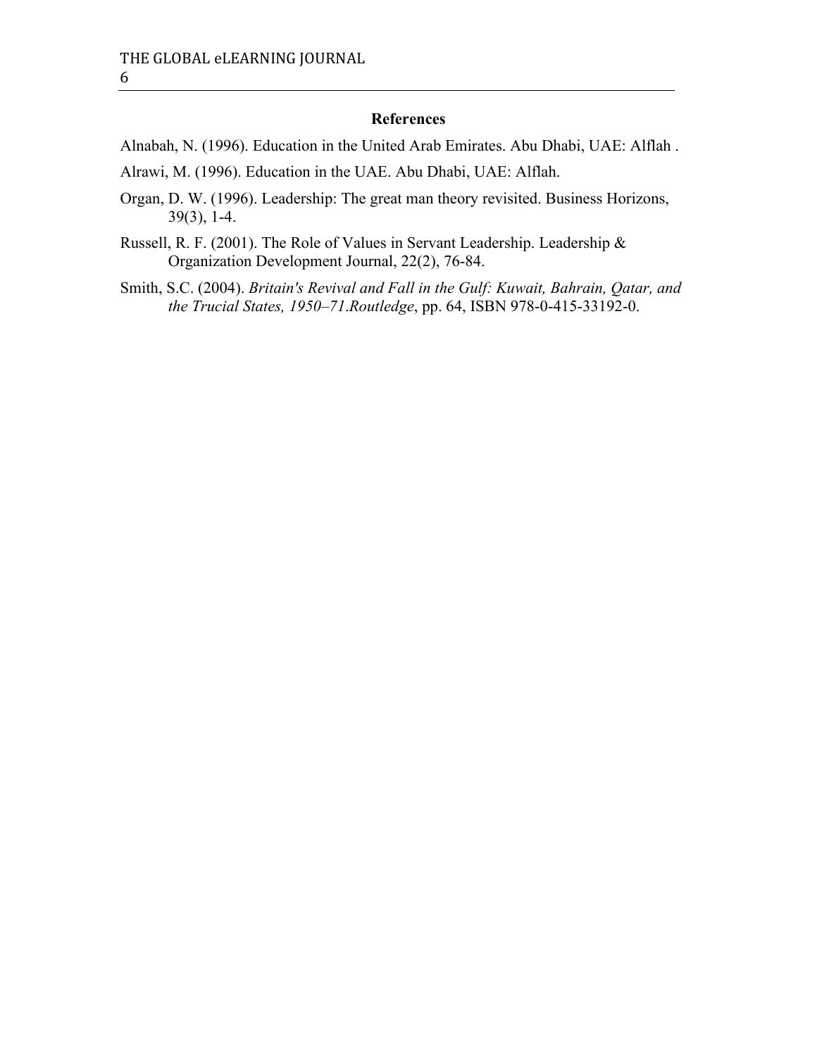## References

Alnabah, N. (1996). Education in the United Arab Emirates. Abu Dhabi, UAE: Alflah .

Alrawi, M. (1996). Education in the UAE. Abu Dhabi, UAE: Alflah.

Organ, D. W. (1996). Leadership: The great man theory revisited. Business Horizons, 39(3), 1-4.

Russell, R. F. (2001). The Role of Values in Servant Leadership. Leadership & Organization Development Journal, 22(2), 76-84.

Smith, S.C. (2004). *Britain's Revival and Fall in the Gulf: Kuwait, Bahrain, Qatar, and the Trucial States, 1950–71.Routledge*, pp. 64, ISBN 978-0-415-33192-0.